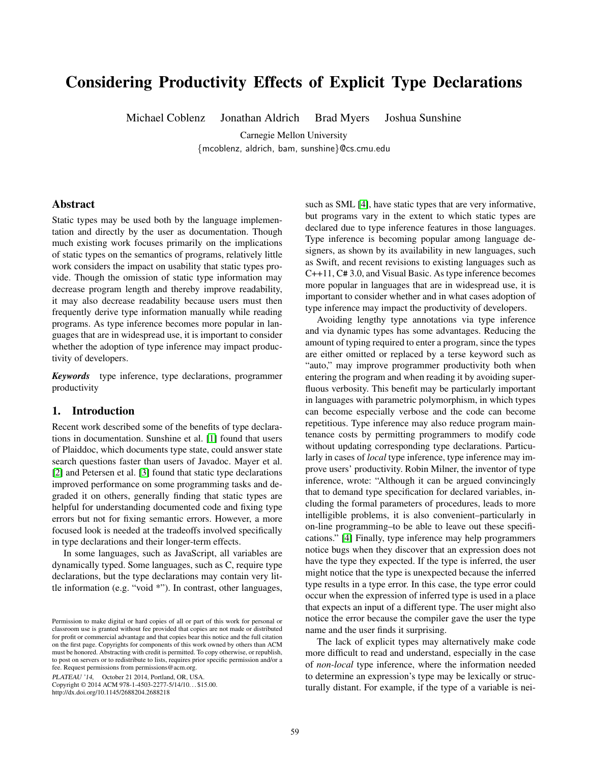# Considering Productivity Effects of Explicit Type Declarations

Michael Coblenz Jonathan Aldrich Brad Myers Joshua Sunshine

Carnegie Mellon University

{mcoblenz, aldrich, bam, sunshine}@cs.cmu.edu

## Abstract

Static types may be used both by the language implementation and directly by the user as documentation. Though much existing work focuses primarily on the implications of static types on the semantics of programs, relatively little work considers the impact on usability that static types provide. Though the omission of static type information may decrease program length and thereby improve readability, it may also decrease readability because users must then frequently derive type information manually while reading programs. As type inference becomes more popular in languages that are in widespread use, it is important to consider whether the adoption of type inference may impact productivity of developers.

***Keywords*** type inference, type declarations, programmer productivity

## 1. Introduction

Recent work described some of the benefits of type declarations in documentation. Sunshine et al. [1] found that users of Plaiddoc, which documents type state, could answer state search questions faster than users of Javadoc. Mayer et al. [2] and Petersen et al. [3] found that static type declarations improved performance on some programming tasks and degraded it on others, generally finding that static types are helpful for understanding documented code and fixing type errors but not for fixing semantic errors. However, a more focused look is needed at the tradeoffs involved specifically in type declarations and their longer-term effects.

In some languages, such as JavaScript, all variables are dynamically typed. Some languages, such as C, require type declarations, but the type declarations may contain very little information (e.g. "void *"). In contrast, other languages, such as SML [4], have static types that are very informative, but programs vary in the extent to which static types are declared due to type inference features in those languages. Type inference is becoming popular among language designers, as shown by its availability in new languages, such as Swift, and recent revisions to existing languages such as C++11, C# 3.0, and Visual Basic. As type inference becomes more popular in languages that are in widespread use, it is important to consider whether and in what cases adoption of type inference may impact the productivity of developers.

Avoiding lengthy type annotations via type inference and via dynamic types has some advantages. Reducing the amount of typing required to enter a program, since the types are either omitted or replaced by a terse keyword such as "auto," may improve programmer productivity both when entering the program and when reading it by avoiding superfluous verbosity. This benefit may be particularly important in languages with parametric polymorphism, in which types can become especially verbose and the code can become repetitious. Type inference may also reduce program maintenance costs by permitting programmers to modify code without updating corresponding type declarations. Particularly in cases of *local* type inference, type inference may improve users' productivity. Robin Milner, the inventor of type inference, wrote: "Although it can be argued convincingly that to demand type specification for declared variables, including the formal parameters of procedures, leads to more intelligible problems, it is also convenient–particularly in on-line programming–to be able to leave out these specifications." [4] Finally, type inference may help programmers notice bugs when they discover that an expression does not have the type they expected. If the type is inferred, the user might notice that the type is unexpected because the inferred type results in a type error. In this case, the type error could occur when the expression of inferred type is used in a place that expects an input of a different type. The user might also notice the error because the compiler gave the user the type name and the user finds it surprising.

The lack of explicit types may alternatively make code more difficult to read and understand, especially in the case of *non-local* type inference, where the information needed to determine an expression's type may be lexically or structurally distant. For example, if the type of a variable is nei-

Permission to make digital or hard copies of all or part of this work for personal or classroom use is granted without fee provided that copies are not made or distributed for profit or commercial advantage and that copies bear this notice and the full citation on the first page. Copyrights for components of this work owned by others than ACM must be honored. Abstracting with credit is permitted. To copy otherwise, or republish, to post on servers or to redistribute to lists, requires prior specific permission and/or a fee. Request permissions from permissions@acm.org.

*PLATEAU '14*, October 21 2014, Portland, OR, USA.
Copyright © 2014 ACM 978-1-4503-2277-5/14/10...$15.00.
http://dx.doi.org/10.1145/2688204.2688218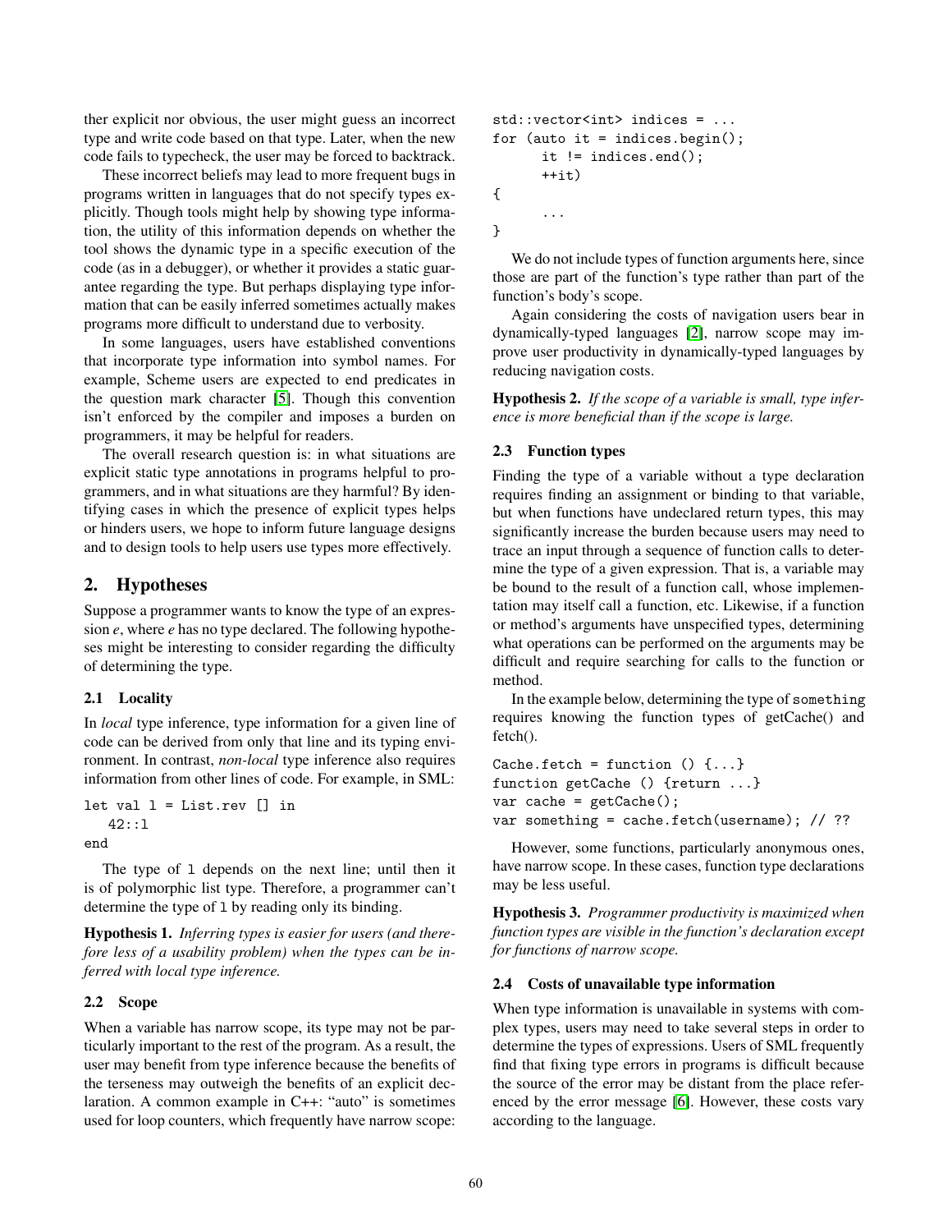ther explicit nor obvious, the user might guess an incorrect type and write code based on that type. Later, when the new code fails to typecheck, the user may be forced to backtrack.

These incorrect beliefs may lead to more frequent bugs in programs written in languages that do not specify types explicitly. Though tools might help by showing type information, the utility of this information depends on whether the tool shows the dynamic type in a specific execution of the code (as in a debugger), or whether it provides a static guarantee regarding the type. But perhaps displaying type information that can be easily inferred sometimes actually makes programs more difficult to understand due to verbosity.

In some languages, users have established conventions that incorporate type information into symbol names. For example, Scheme users are expected to end predicates in the question mark character [5]. Though this convention isn't enforced by the compiler and imposes a burden on programmers, it may be helpful for readers.

The overall research question is: in what situations are explicit static type annotations in programs helpful to programmers, and in what situations are they harmful? By identifying cases in which the presence of explicit types helps or hinders users, we hope to inform future language designs and to design tools to help users use types more effectively.

## 2. Hypotheses

Suppose a programmer wants to know the type of an expression *e*, where *e* has no type declared. The following hypotheses might be interesting to consider regarding the difficulty of determining the type.

### 2.1 Locality

In *local* type inference, type information for a given line of code can be derived from only that line and its typing environment. In contrast, *non-local* type inference also requires information from other lines of code. For example, in SML:

```
let val l = List.rev [] in
   42::l
end
```

The type of `l` depends on the next line; until then it is of polymorphic list type. Therefore, a programmer can't determine the type of `l` by reading only its binding.

**Hypothesis 1.** *Inferring types is easier for users (and therefore less of a usability problem) when the types can be inferred with local type inference.*

### 2.2 Scope

When a variable has narrow scope, its type may not be particularly important to the rest of the program. As a result, the user may benefit from type inference because the benefits of the terseness may outweigh the benefits of an explicit declaration. A common example in C++: "auto" is sometimes used for loop counters, which frequently have narrow scope:

```
std::vector<int> indices = ...
for (auto it = indices.begin();
      it != indices.end();
      ++it)
{
      ...
}
```

We do not include types of function arguments here, since those are part of the function's type rather than part of the function's body's scope.

Again considering the costs of navigation users bear in dynamically-typed languages [2], narrow scope may improve user productivity in dynamically-typed languages by reducing navigation costs.

**Hypothesis 2.** *If the scope of a variable is small, type inference is more beneficial than if the scope is large.*

### 2.3 Function types

Finding the type of a variable without a type declaration requires finding an assignment or binding to that variable, but when functions have undeclared return types, this may significantly increase the burden because users may need to trace an input through a sequence of function calls to determine the type of a given expression. That is, a variable may be bound to the result of a function call, whose implementation may itself call a function, etc. Likewise, if a function or method's arguments have unspecified types, determining what operations can be performed on the arguments may be difficult and require searching for calls to the function or method.

In the example below, determining the type of `something` requires knowing the function types of getCache() and fetch().

```
Cache.fetch = function () {...}
function getCache () {return ...}
var cache = getCache();
var something = cache.fetch(username); // ??
```

However, some functions, particularly anonymous ones, have narrow scope. In these cases, function type declarations may be less useful.

**Hypothesis 3.** *Programmer productivity is maximized when function types are visible in the function's declaration except for functions of narrow scope.*

### 2.4 Costs of unavailable type information

When type information is unavailable in systems with complex types, users may need to take several steps in order to determine the types of expressions. Users of SML frequently find that fixing type errors in programs is difficult because the source of the error may be distant from the place referenced by the error message [6]. However, these costs vary according to the language.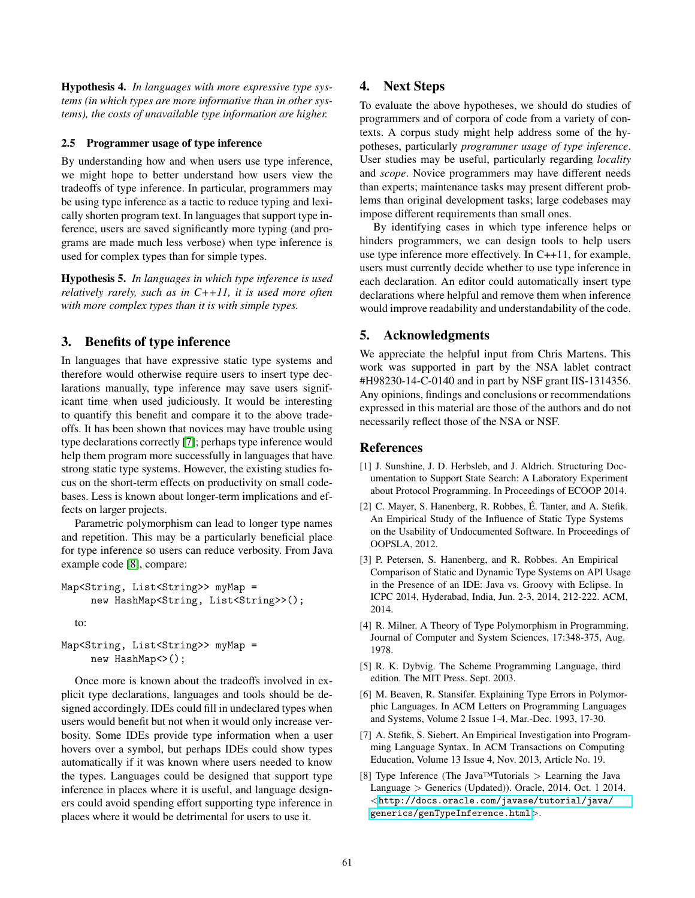**Hypothesis 4.** *In languages with more expressive type systems (in which types are more informative than in other systems), the costs of unavailable type information are higher.*

### 2.5 Programmer usage of type inference

By understanding how and when users use type inference, we might hope to better understand how users view the tradeoffs of type inference. In particular, programmers may be using type inference as a tactic to reduce typing and lexically shorten program text. In languages that support type inference, users are saved significantly more typing (and programs are made much less verbose) when type inference is used for complex types than for simple types.

**Hypothesis 5.** *In languages in which type inference is used relatively rarely, such as in C++11, it is used more often with more complex types than it is with simple types.*

## 3. Benefits of type inference

In languages that have expressive static type systems and therefore would otherwise require users to insert type declarations manually, type inference may save users significant time when used judiciously. It would be interesting to quantify this benefit and compare it to the above tradeoffs. It has been shown that novices may have trouble using type declarations correctly [7]; perhaps type inference would help them program more successfully in languages that have strong static type systems. However, the existing studies focus on the short-term effects on productivity on small codebases. Less is known about longer-term implications and effects on larger projects.

Parametric polymorphism can lead to longer type names and repetition. This may be a particularly beneficial place for type inference so users can reduce verbosity. From Java example code [8], compare:

```
Map<String, List<String>> myMap =
     new HashMap<String, List<String>>();
```

to:

```
Map<String, List<String>> myMap =
     new HashMap<>();
```

Once more is known about the tradeoffs involved in explicit type declarations, languages and tools should be designed accordingly. IDEs could fill in undeclared types when users would benefit but not when it would only increase verbosity. Some IDEs provide type information when a user hovers over a symbol, but perhaps IDEs could show types automatically if it was known where users needed to know the types. Languages could be designed that support type inference in places where it is useful, and language designers could avoid spending effort supporting type inference in places where it would be detrimental for users to use it.

## 4. Next Steps

To evaluate the above hypotheses, we should do studies of programmers and of corpora of code from a variety of contexts. A corpus study might help address some of the hypotheses, particularly *programmer usage of type inference*. User studies may be useful, particularly regarding *locality* and *scope*. Novice programmers may have different needs than experts; maintenance tasks may present different problems than original development tasks; large codebases may impose different requirements than small ones.

By identifying cases in which type inference helps or hinders programmers, we can design tools to help users use type inference more effectively. In C++11, for example, users must currently decide whether to use type inference in each declaration. An editor could automatically insert type declarations where helpful and remove them when inference would improve readability and understandability of the code.

## 5. Acknowledgments

We appreciate the helpful input from Chris Martens. This work was supported in part by the NSA lablet contract #H98230-14-C-0140 and in part by NSF grant IIS-1314356. Any opinions, findings and conclusions or recommendations expressed in this material are those of the authors and do not necessarily reflect those of the NSA or NSF.

## References

[1] J. Sunshine, J. D. Herbsleb, and J. Aldrich. Structuring Documentation to Support State Search: A Laboratory Experiment about Protocol Programming. In Proceedings of ECOOP 2014.

[2] C. Mayer, S. Hanenberg, R. Robbes, É. Tanter, and A. Stefik. An Empirical Study of the Influence of Static Type Systems on the Usability of Undocumented Software. In Proceedings of OOPSLA, 2012.

[3] P. Petersen, S. Hanenberg, and R. Robbes. An Empirical Comparison of Static and Dynamic Type Systems on API Usage in the Presence of an IDE: Java vs. Groovy with Eclipse. In ICPC 2014, Hyderabad, India, Jun. 2-3, 2014, 212-222. ACM, 2014.

[4] R. Milner. A Theory of Type Polymorphism in Programming. Journal of Computer and System Sciences, 17:348-375, Aug. 1978.

[5] R. K. Dybvig. The Scheme Programming Language, third edition. The MIT Press. Sept. 2003.

[6] M. Beaven, R. Stansifer. Explaining Type Errors in Polymorphic Languages. In ACM Letters on Programming Languages and Systems, Volume 2 Issue 1-4, Mar.-Dec. 1993, 17-30.

[7] A. Stefik, S. Siebert. An Empirical Investigation into Programming Language Syntax. In ACM Transactions on Computing Education, Volume 13 Issue 4, Nov. 2013, Article No. 19.

[8] Type Inference (The Java™Tutorials > Learning the Java Language > Generics (Updated)). Oracle, 2014. Oct. 1 2014. <http://docs.oracle.com/javase/tutorial/java/generics/genTypeInference.html>.